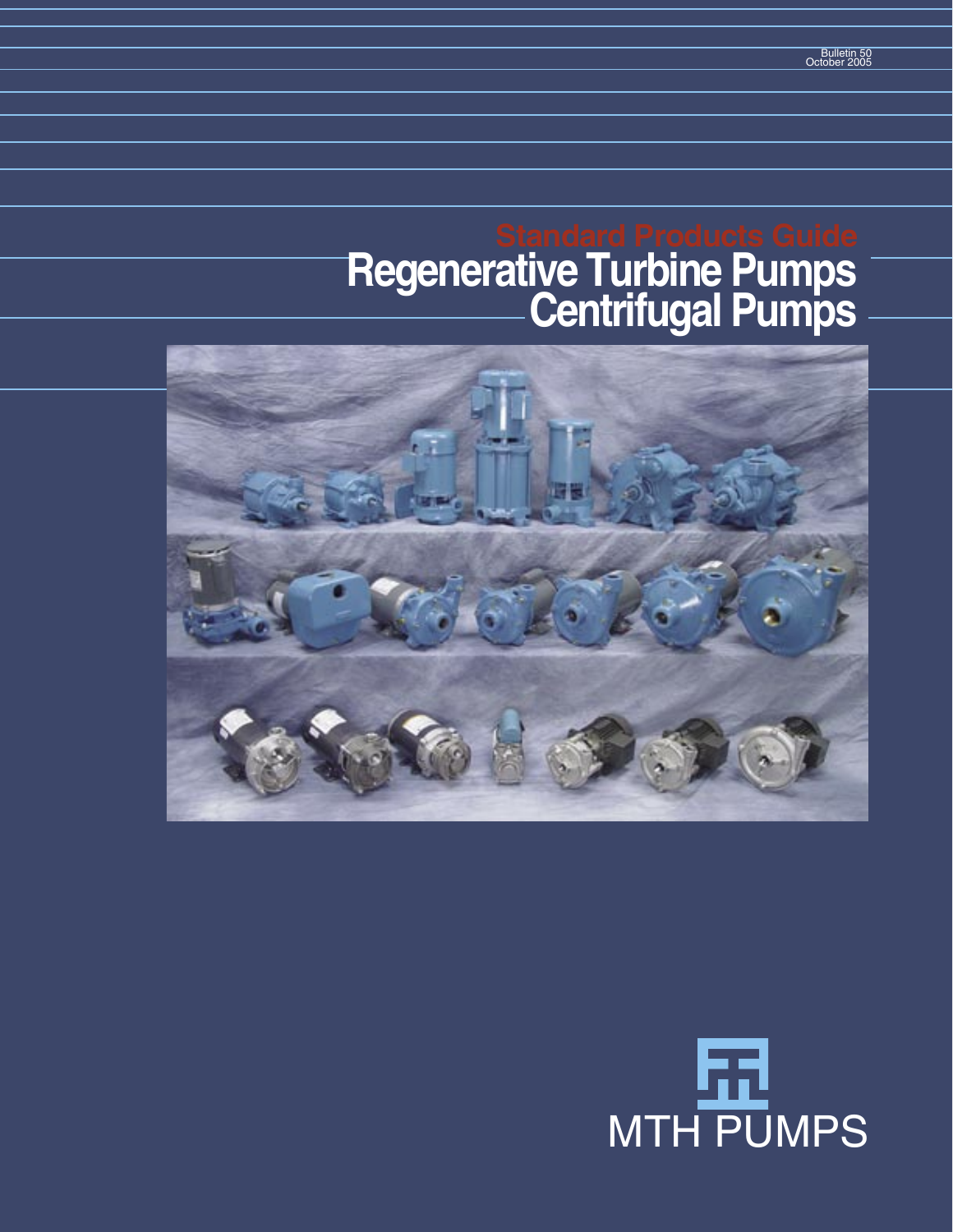Bulletin 50
October 2005

# Standard Products Guide

# Regenerative Turbine Pumps
# Centrifugal Pumps

MTH PUMPS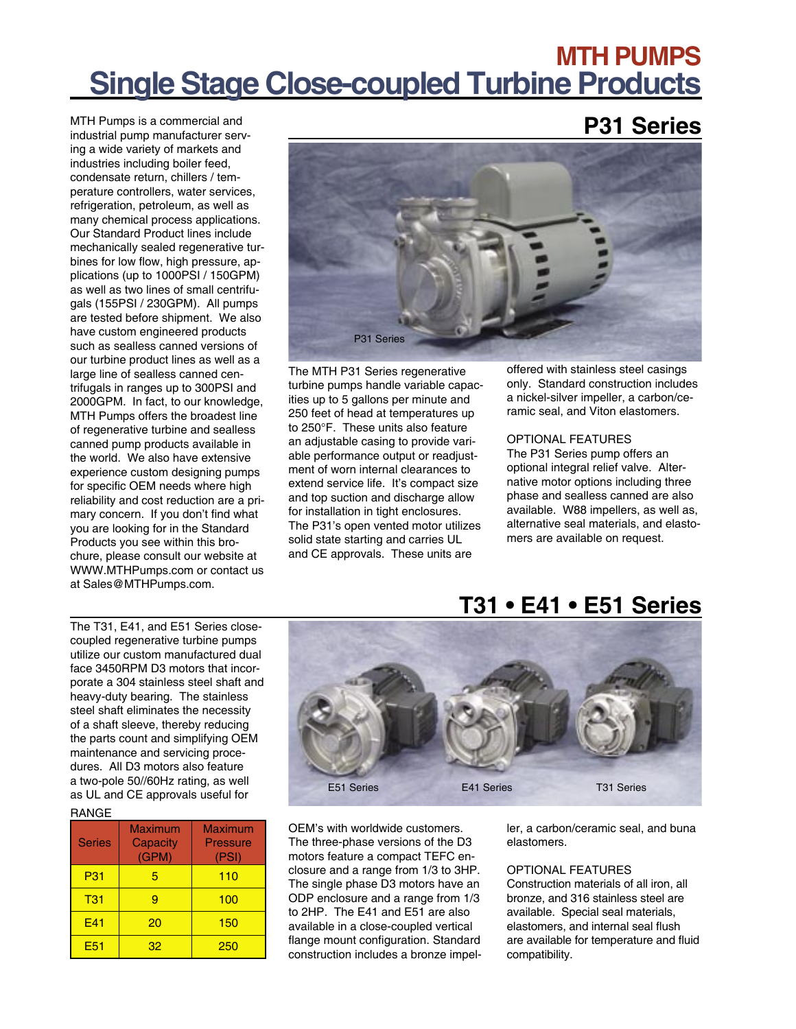# MTH PUMPS

# Single Stage Close-coupled Turbine Products

MTH Pumps is a commercial and industrial pump manufacturer serving a wide variety of markets and industries including boiler feed, condensate return, chillers / temperature controllers, water services, refrigeration, petroleum, as well as many chemical process applications. Our Standard Product lines include mechanically sealed regenerative turbines for low flow, high pressure, applications (up to 1000PSI / 150GPM) as well as two lines of small centrifugals (155PSI / 230GPM). All pumps are tested before shipment. We also have custom engineered products such as sealless canned versions of our turbine product lines as well as a large line of sealless canned centrifugals in ranges up to 300PSI and 2000GPM. In fact, to our knowledge, MTH Pumps offers the broadest line of regenerative turbine and sealless canned pump products available in the world. We also have extensive experience custom designing pumps for specific OEM needs where high reliability and cost reduction are a primary concern. If you don't find what you are looking for in the Standard Products you see within this brochure, please consult our website at WWW.MTHPumps.com or contact us at Sales@MTHPumps.com.

## P31 Series

P31 Series

The MTH P31 Series regenerative turbine pumps handle variable capacities up to 5 gallons per minute and 250 feet of head at temperatures up to 250°F. These units also feature an adjustable casing to provide variable performance output or readjustment of worn internal clearances to extend service life. It's compact size and top suction and discharge allow for installation in tight enclosures. The P31's open vented motor utilizes solid state starting and carries UL and CE approvals. These units are offered with stainless steel casings only. Standard construction includes a nickel-silver impeller, a carbon/ceramic seal, and Viton elastomers.

OPTIONAL FEATURES
The P31 Series pump offers an optional integral relief valve. Alternative motor options including three phase and sealless canned are also available. W88 impellers, as well as, alternative seal materials, and elastomers are available on request.

## T31 • E41 • E51 Series

The T31, E41, and E51 Series close-coupled regenerative turbine pumps utilize our custom manufactured dual face 3450RPM D3 motors that incorporate a 304 stainless steel shaft and heavy-duty bearing. The stainless steel shaft eliminates the necessity of a shaft sleeve, thereby reducing the parts count and simplifying OEM maintenance and servicing procedures. All D3 motors also feature a two-pole 50//60Hz rating, as well as UL and CE approvals useful for OEM's with worldwide customers. The three-phase versions of the D3 motors feature a compact TEFC enclosure and a range from 1/3 to 3HP. The single phase D3 motors have an ODP enclosure and a range from 1/3 to 2HP. The E41 and E51 are also available in a close-coupled vertical flange mount configuration. Standard construction includes a bronze impeller, a carbon/ceramic seal, and buna elastomers.

E51 Series    E41 Series    T31 Series

RANGE

| Series | Maximum Capacity (GPM) | Maximum Pressure (PSI) |
|---|---|---|
| P31 | 5 | 110 |
| T31 | 9 | 100 |
| E41 | 20 | 150 |
| E51 | 32 | 250 |

OPTIONAL FEATURES
Construction materials of all iron, all bronze, and 316 stainless steel are available. Special seal materials, elastomers, and internal seal flush are available for temperature and fluid compatibility.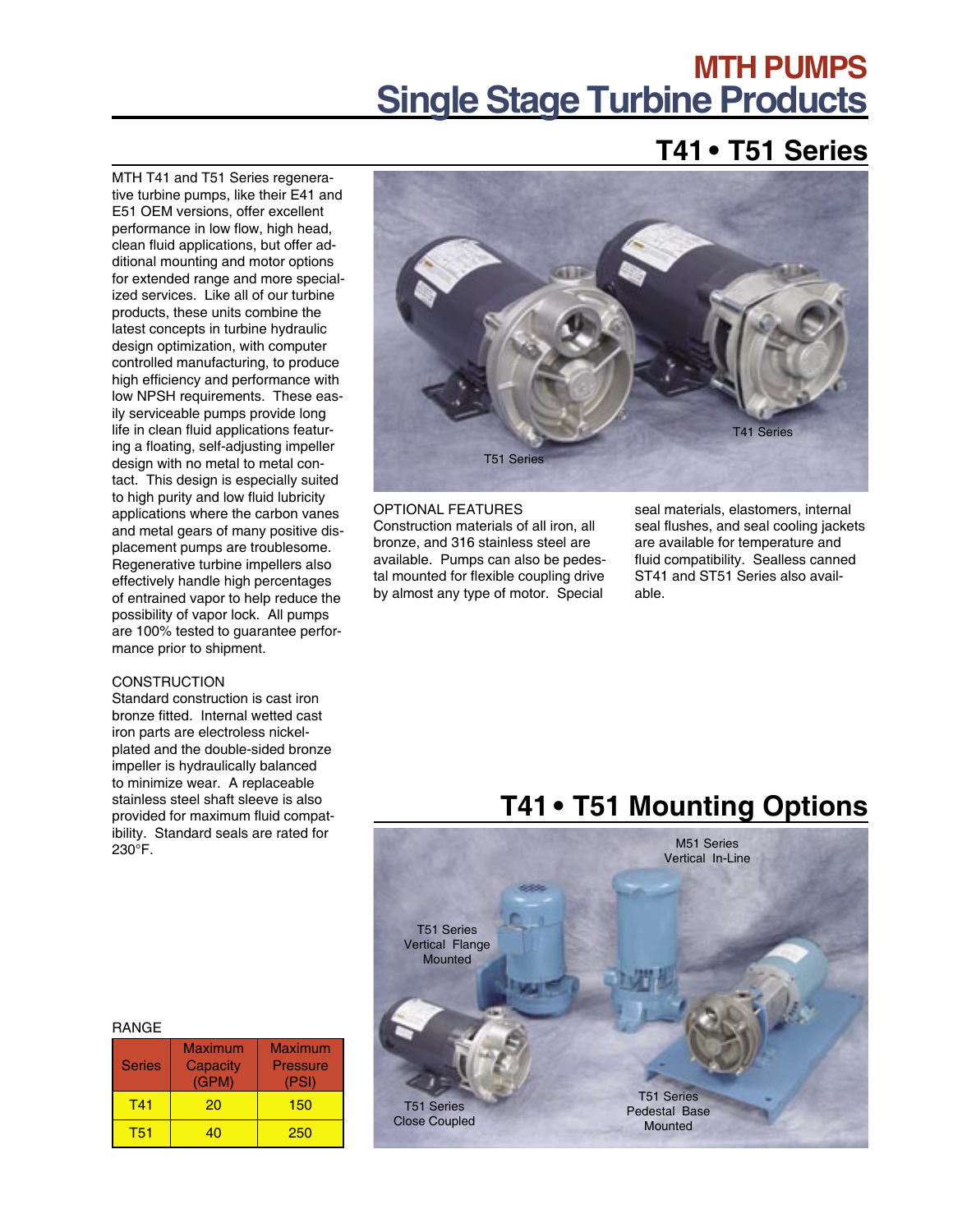# MTH PUMPS
# Single Stage Turbine Products

## T41 • T51 Series

MTH T41 and T51 Series regenerative turbine pumps, like their E41 and E51 OEM versions, offer excellent performance in low flow, high head, clean fluid applications, but offer additional mounting and motor options for extended range and more specialized services. Like all of our turbine products, these units combine the latest concepts in turbine hydraulic design optimization, with computer controlled manufacturing, to produce high efficiency and performance with low NPSH requirements. These easily serviceable pumps provide long life in clean fluid applications featuring a floating, self-adjusting impeller design with no metal to metal contact. This design is especially suited to high purity and low fluid lubricity applications where the carbon vanes and metal gears of many positive displacement pumps are troublesome. Regenerative turbine impellers also effectively handle high percentages of entrained vapor to help reduce the possibility of vapor lock. All pumps are 100% tested to guarantee performance prior to shipment.

T51 Series

T41 Series

CONSTRUCTION
Standard construction is cast iron bronze fitted. Internal wetted cast iron parts are electroless nickel-plated and the double-sided bronze impeller is hydraulically balanced to minimize wear. A replaceable stainless steel shaft sleeve is also provided for maximum fluid compatibility. Standard seals are rated for 230°F.

OPTIONAL FEATURES
Construction materials of all iron, all bronze, and 316 stainless steel are available. Pumps can also be pedestal mounted for flexible coupling drive by almost any type of motor. Special seal materials, elastomers, internal seal flushes, and seal cooling jackets are available for temperature and fluid compatibility. Sealless canned ST41 and ST51 Series also available.

RANGE

| Series | Maximum Capacity (GPM) | Maximum Pressure (PSI) |
|---|---|---|
| T41 | 20 | 150 |
| T51 | 40 | 250 |

## T41 • T51 Mounting Options

M51 Series Vertical In-Line

T51 Series Vertical Flange Mounted

T51 Series Close Coupled

T51 Series Pedestal Base Mounted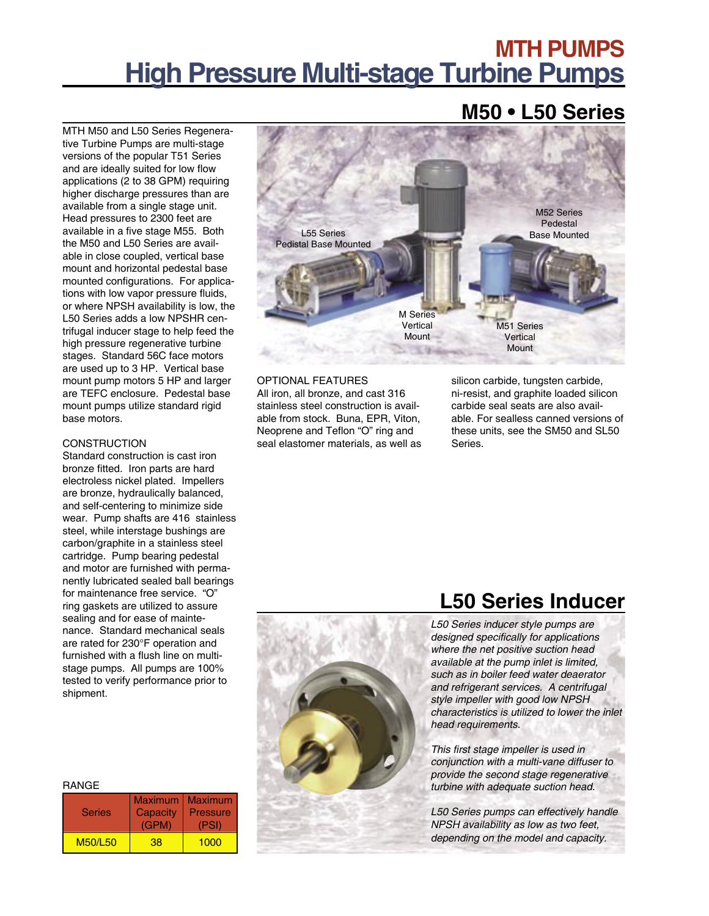# MTH PUMPS
# High Pressure Multi-stage Turbine Pumps

## M50 • L50 Series

MTH M50 and L50 Series Regenerative Turbine Pumps are multi-stage versions of the popular T51 Series and are ideally suited for low flow applications (2 to 38 GPM) requiring higher discharge pressures than are available from a single stage unit. Head pressures to 2300 feet are available in a five stage M55. Both the M50 and L50 Series are available in close coupled, vertical base mount and horizontal pedestal base mounted configurations. For applications with low vapor pressure fluids, or where NPSH availability is low, the L50 Series adds a low NPSHR centrifugal inducer stage to help feed the high pressure regenerative turbine stages. Standard 56C face motors are used up to 3 HP. Vertical base mount pump motors 5 HP and larger are TEFC enclosure. Pedestal base mount pumps utilize standard rigid base motors.

CONSTRUCTION
Standard construction is cast iron bronze fitted. Iron parts are hard electroless nickel plated. Impellers are bronze, hydraulically balanced, and self-centering to minimize side wear. Pump shafts are 416 stainless steel, while interstage bushings are carbon/graphite in a stainless steel cartridge. Pump bearing pedestal and motor are furnished with permanently lubricated sealed ball bearings for maintenance free service. "O" ring gaskets are utilized to assure sealing and for ease of maintenance. Standard mechanical seals are rated for 230°F operation and furnished with a flush line on multi-stage pumps. All pumps are 100% tested to verify performance prior to shipment.

RANGE

| Series | Maximum Capacity (GPM) | Maximum Pressure (PSI) |
|---|---|---|
| M50/L50 | 38 | 1000 |

L55 Series Pedistal Base Mounted

M52 Series Pedestal Base Mounted

M Series Vertical Mount

M51 Series Vertical Mount

OPTIONAL FEATURES
All iron, all bronze, and cast 316 stainless steel construction is available from stock. Buna, EPR, Viton, Neoprene and Teflon "O" ring and seal elastomer materials, as well as silicon carbide, tungsten carbide, ni-resist, and graphite loaded silicon carbide seal seats are also available. For sealless canned versions of these units, see the SM50 and SL50 Series.

## L50 Series Inducer

*L50 Series inducer style pumps are designed specifically for applications where the net positive suction head available at the pump inlet is limited, such as in boiler feed water deaerator and refrigerant services. A centrifugal style impeller with good low NPSH characteristics is utilized to lower the inlet head requirements.*

*This first stage impeller is used in conjunction with a multi-vane diffuser to provide the second stage regenerative turbine with adequate suction head.*

*L50 Series pumps can effectively handle NPSH availability as low as two feet, depending on the model and capacity.*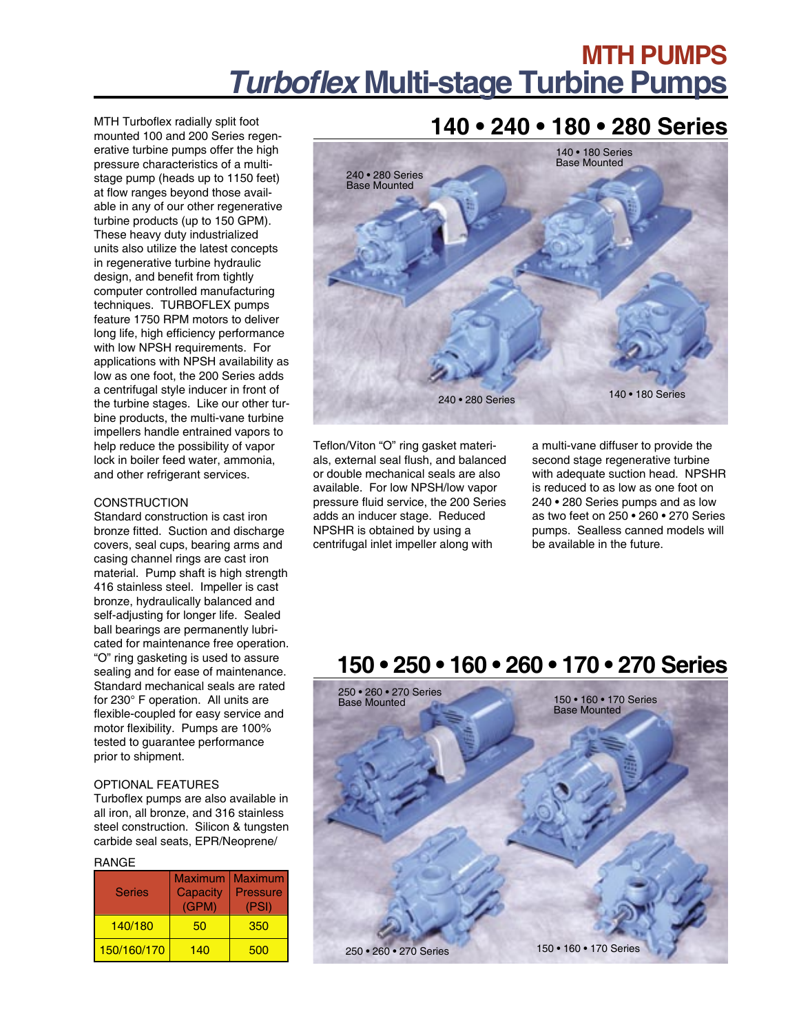# MTH PUMPS

# *Turboflex* Multi-stage Turbine Pumps

MTH Turboflex radially split foot mounted 100 and 200 Series regenerative turbine pumps offer the high pressure characteristics of a multi-stage pump (heads up to 1150 feet) at flow ranges beyond those available in any of our other regenerative turbine products (up to 150 GPM). These heavy duty industrialized units also utilize the latest concepts in regenerative turbine hydraulic design, and benefit from tightly computer controlled manufacturing techniques. TURBOFLEX pumps feature 1750 RPM motors to deliver long life, high efficiency performance with low NPSH requirements. For applications with NPSH availability as low as one foot, the 200 Series adds a centrifugal style inducer in front of the turbine stages. Like our other turbine products, the multi-vane turbine impellers handle entrained vapors to help reduce the possibility of vapor lock in boiler feed water, ammonia, and other refrigerant services.

### CONSTRUCTION

Standard construction is cast iron bronze fitted. Suction and discharge covers, seal cups, bearing arms and casing channel rings are cast iron material. Pump shaft is high strength 416 stainless steel. Impeller is cast bronze, hydraulically balanced and self-adjusting for longer life. Sealed ball bearings are permanently lubricated for maintenance free operation. "O" ring gasketing is used to assure sealing and for ease of maintenance. Standard mechanical seals are rated for 230° F operation. All units are flexible-coupled for easy service and motor flexibility. Pumps are 100% tested to guarantee performance prior to shipment.

### OPTIONAL FEATURES

Turboflex pumps are also available in all iron, all bronze, and 316 stainless steel construction. Silicon & tungsten carbide seal seats, EPR/Neoprene/ Teflon/Viton "O" ring gasket materials, external seal flush, and balanced or double mechanical seals are also available. For low NPSH/low vapor pressure fluid service, the 200 Series adds an inducer stage. Reduced NPSHR is obtained by using a centrifugal inlet impeller along with a multi-vane diffuser to provide the second stage regenerative turbine with adequate suction head. NPSHR is reduced to as low as one foot on 240 • 280 Series pumps and as low as two feet on 250 • 260 • 270 Series pumps. Sealless canned models will be available in the future.

### RANGE

| Series | Maximum Capacity (GPM) | Maximum Pressure (PSI) |
|---|---|---|
| 140/180 | 50 | 350 |
| 150/160/170 | 140 | 500 |

## 140 • 240 • 180 • 280 Series

240 • 280 Series Base Mounted

140 • 180 Series Base Mounted

240 • 280 Series

140 • 180 Series

## 150 • 250 • 160 • 260 • 170 • 270 Series

250 • 260 • 270 Series Base Mounted

150 • 160 • 170 Series Base Mounted

250 • 260 • 270 Series

150 • 160 • 170 Series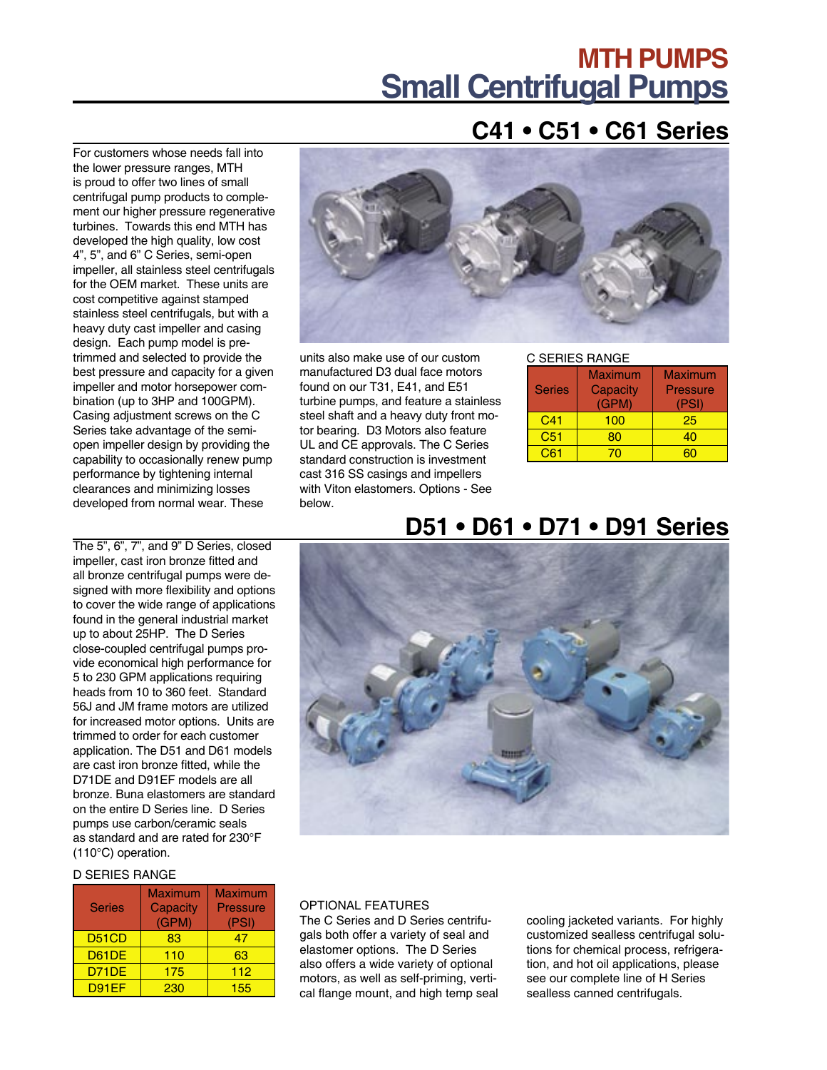# MTH PUMPS
# Small Centrifugal Pumps

## C41 • C51 • C61 Series

For customers whose needs fall into the lower pressure ranges, MTH is proud to offer two lines of small centrifugal pump products to complement our higher pressure regenerative turbines. Towards this end MTH has developed the high quality, low cost 4", 5", and 6" C Series, semi-open impeller, all stainless steel centrifugals for the OEM market. These units are cost competitive against stamped stainless steel centrifugals, but with a heavy duty cast impeller and casing design. Each pump model is pre-trimmed and selected to provide the best pressure and capacity for a given impeller and motor horsepower combination (up to 3HP and 100GPM). Casing adjustment screws on the C Series take advantage of the semi-open impeller design by providing the capability to occasionally renew pump performance by tightening internal clearances and minimizing losses developed from normal wear. These units also make use of our custom manufactured D3 dual face motors found on our T31, E41, and E51 turbine pumps, and feature a stainless steel shaft and a heavy duty front motor bearing. D3 Motors also feature UL and CE approvals. The C Series standard construction is investment cast 316 SS casings and impellers with Viton elastomers. Options - See below.

C SERIES RANGE

| Series | Maximum Capacity (GPM) | Maximum Pressure (PSI) |
|---|---|---|
| C41 | 100 | 25 |
| C51 | 80 | 40 |
| C61 | 70 | 60 |

## D51 • D61 • D71 • D91 Series

The 5", 6", 7", and 9" D Series, closed impeller, cast iron bronze fitted and all bronze centrifugal pumps were designed with more flexibility and options to cover the wide range of applications found in the general industrial market up to about 25HP. The D Series close-coupled centrifugal pumps provide economical high performance for 5 to 230 GPM applications requiring heads from 10 to 360 feet. Standard 56J and JM frame motors are utilized for increased motor options. Units are trimmed to order for each customer application. The D51 and D61 models are cast iron bronze fitted, while the D71DE and D91EF models are all bronze. Buna elastomers are standard on the entire D Series line. D Series pumps use carbon/ceramic seals as standard and are rated for 230°F (110°C) operation.

D SERIES RANGE

| Series | Maximum Capacity (GPM) | Maximum Pressure (PSI) |
|---|---|---|
| D51CD | 83 | 47 |
| D61DE | 110 | 63 |
| D71DE | 175 | 112 |
| D91EF | 230 | 155 |

OPTIONAL FEATURES

The C Series and D Series centrifugals both offer a variety of seal and elastomer options. The D Series also offers a wide variety of optional motors, as well as self-priming, vertical flange mount, and high temp seal cooling jacketed variants. For highly customized sealless centrifugal solutions for chemical process, refrigeration, and hot oil applications, please see our complete line of H Series sealless canned centrifugals.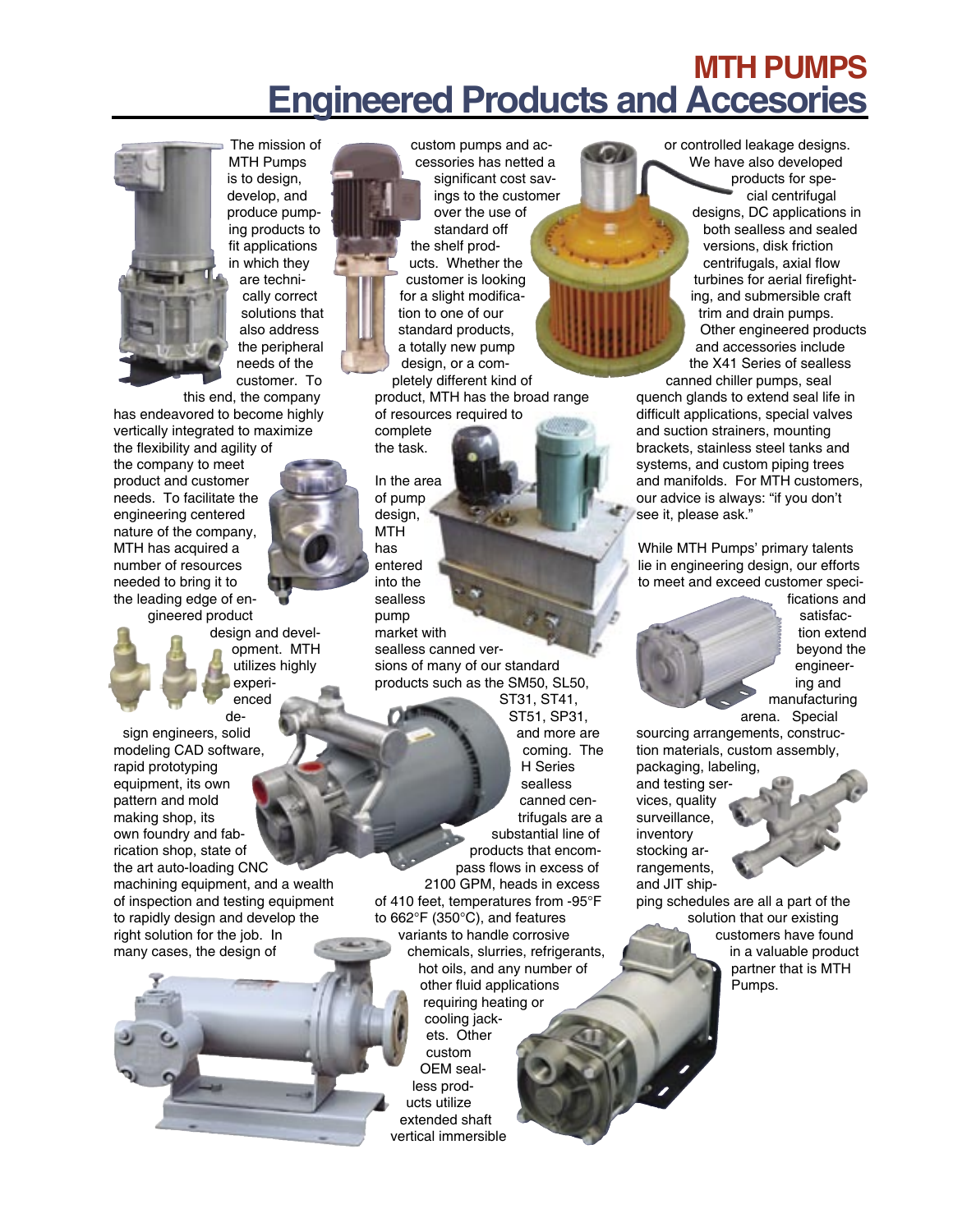# MTH PUMPS
# Engineered Products and Accesories

The mission of MTH Pumps is to design, develop, and produce pumping products to fit applications in which they are technically correct solutions that also address the peripheral needs of the customer. To this end, the company has endeavored to become highly vertically integrated to maximize the flexibility and agility of the company to meet product and customer needs. To facilitate the engineering centered nature of the company, MTH has acquired a number of resources needed to bring it to the leading edge of engineered product design and development. MTH utilizes highly experienced design engineers, solid modeling CAD software, rapid prototyping equipment, its own pattern and mold making shop, its own foundry and fabrication shop, state of the art auto-loading CNC machining equipment, and a wealth of inspection and testing equipment to rapidly design and develop the right solution for the job. In many cases, the design of custom pumps and accessories has netted a significant cost savings to the customer over the use of standard off the shelf products. Whether the customer is looking for a slight modification to one of our standard products, a totally new pump design, or a completely different kind of product, MTH has the broad range of resources required to complete the task.

In the area of pump design, MTH has entered into the sealless pump market with sealless canned versions of many of our standard products such as the SM50, SL50, ST31, ST41, ST51, SP31, and more are coming. The H Series sealless canned centrifugals are a substantial line of products that encompass flows in excess of 2100 GPM, heads in excess of 410 feet, temperatures from -95°F to 662°F (350°C), and features variants to handle corrosive chemicals, slurries, refrigerants, hot oils, and any number of other fluid applications requiring heating or cooling jackets. Other custom OEM sealless products utilize extended shaft vertical immersible or controlled leakage designs. We have also developed products for special centrifugal designs, DC applications in both sealless and sealed versions, disk friction centrifugals, axial flow turbines for aerial firefighting, and submersible craft trim and drain pumps. Other engineered products and accessories include the X41 Series of sealless canned chiller pumps, seal quench glands to extend seal life in difficult applications, special valves and suction strainers, mounting brackets, stainless steel tanks and systems, and custom piping trees and manifolds. For MTH customers, our advice is always: "if you don't see it, please ask."

While MTH Pumps' primary talents lie in engineering design, our efforts to meet and exceed customer specifications and satisfaction extend beyond the engineering and manufacturing arena. Special sourcing arrangements, construction materials, custom assembly, packaging, labeling, and testing services, quality surveillance, inventory stocking arrangements, and JIT shipping schedules are all a part of the solution that our existing customers have found in a valuable product partner that is MTH Pumps.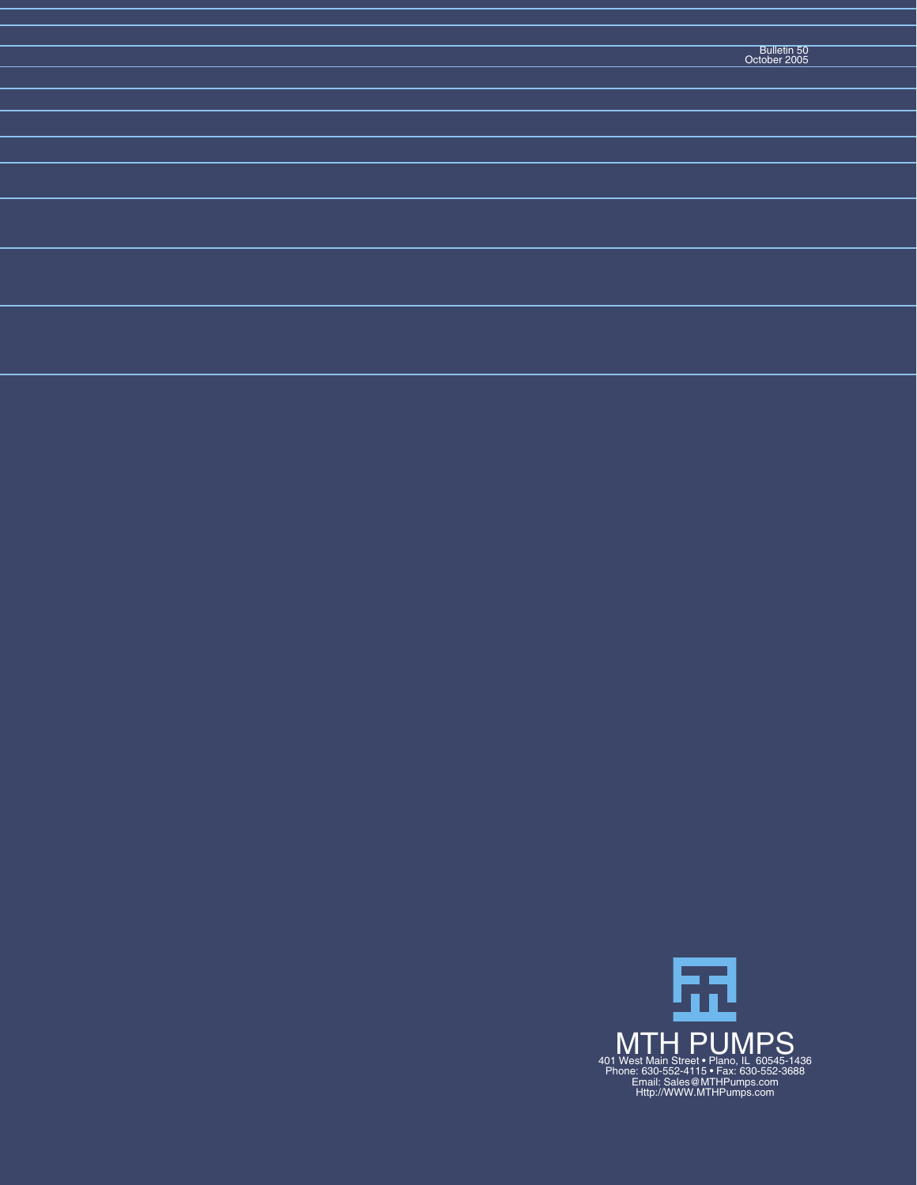Bulletin 50
October 2005

MTH PUMPS

401 West Main Street • Plano, IL 60545-1436
Phone: 630-552-4115 • Fax: 630-552-3688
Email: Sales@MTHPumps.com
Http://WWW.MTHPumps.com